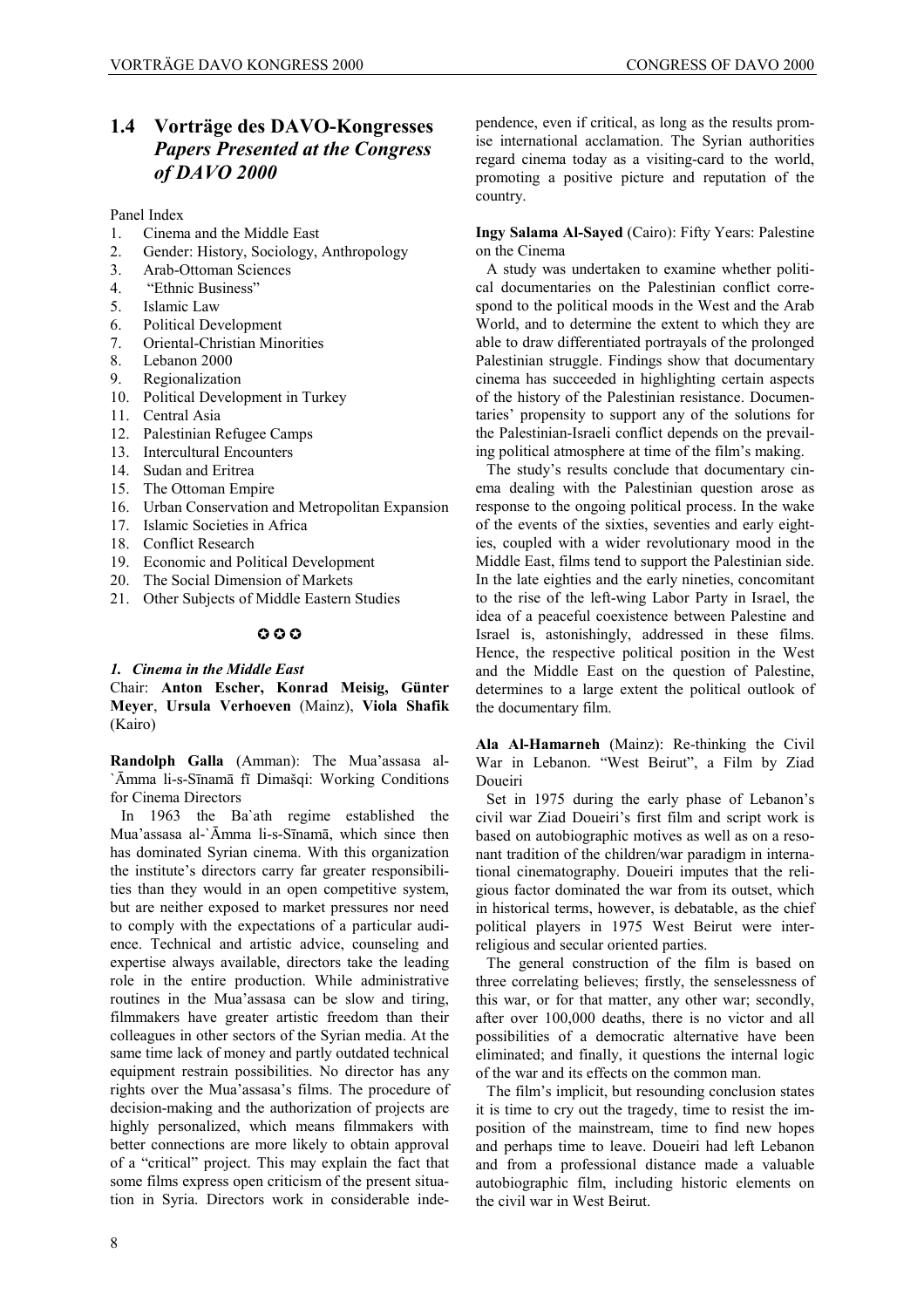## 1.4 Vorträge des DAVO-Kongresses *Papers Presented at the Congress of DAVO 2000*

Panel Index

1. Cinema and the Middle East
2. Gender: History, Sociology, Anthropology
3. Arab-Ottoman Sciences
4. "Ethnic Business"
5. Islamic Law
6. Political Development
7. Oriental-Christian Minorities
8. Lebanon 2000
9. Regionalization
10. Political Development in Turkey
11. Central Asia
12. Palestinian Refugee Camps
13. Intercultural Encounters
14. Sudan and Eritrea
15. The Ottoman Empire
16. Urban Conservation and Metropolitan Expansion
17. Islamic Societies in Africa
18. Conflict Research
19. Economic and Political Development
20. The Social Dimension of Markets
21. Other Subjects of Middle Eastern Studies

✪ ✪ ✪

### *1. Cinema in the Middle East*

Chair: **Anton Escher, Konrad Meisig, Günter Meyer**, **Ursula Verhoeven** (Mainz), **Viola Shafik** (Kairo)

**Randolph Galla** (Amman): The Mua'assasa al-`Āmma li-s-Sīnamā fī Dimašqi: Working Conditions for Cinema Directors

In 1963 the Ba`ath regime established the Mua'assasa al-`Āmma li-s-Sīnamā, which since then has dominated Syrian cinema. With this organization the institute's directors carry far greater responsibilities than they would in an open competitive system, but are neither exposed to market pressures nor need to comply with the expectations of a particular audience. Technical and artistic advice, counseling and expertise always available, directors take the leading role in the entire production. While administrative routines in the Mua'assasa can be slow and tiring, filmmakers have greater artistic freedom than their colleagues in other sectors of the Syrian media. At the same time lack of money and partly outdated technical equipment restrain possibilities. No director has any rights over the Mua'assasa's films. The procedure of decision-making and the authorization of projects are highly personalized, which means filmmakers with better connections are more likely to obtain approval of a "critical" project. This may explain the fact that some films express open criticism of the present situation in Syria. Directors work in considerable independence, even if critical, as long as the results promise international acclamation. The Syrian authorities regard cinema today as a visiting-card to the world, promoting a positive picture and reputation of the country.

**Ingy Salama Al-Sayed** (Cairo): Fifty Years: Palestine on the Cinema

A study was undertaken to examine whether political documentaries on the Palestinian conflict correspond to the political moods in the West and the Arab World, and to determine the extent to which they are able to draw differentiated portrayals of the prolonged Palestinian struggle. Findings show that documentary cinema has succeeded in highlighting certain aspects of the history of the Palestinian resistance. Documentaries' propensity to support any of the solutions for the Palestinian-Israeli conflict depends on the prevailing political atmosphere at time of the film's making.

The study's results conclude that documentary cinema dealing with the Palestinian question arose as response to the ongoing political process. In the wake of the events of the sixties, seventies and early eighties, coupled with a wider revolutionary mood in the Middle East, films tend to support the Palestinian side. In the late eighties and the early nineties, concomitant to the rise of the left-wing Labor Party in Israel, the idea of a peaceful coexistence between Palestine and Israel is, astonishingly, addressed in these films. Hence, the respective political position in the West and the Middle East on the question of Palestine, determines to a large extent the political outlook of the documentary film.

**Ala Al-Hamarneh** (Mainz): Re-thinking the Civil War in Lebanon. "West Beirut", a Film by Ziad Doueiri

Set in 1975 during the early phase of Lebanon's civil war Ziad Doueiri's first film and script work is based on autobiographic motives as well as on a resonant tradition of the children/war paradigm in international cinematography. Doueiri imputes that the religious factor dominated the war from its outset, which in historical terms, however, is debatable, as the chief political players in 1975 West Beirut were inter-religious and secular oriented parties.

The general construction of the film is based on three correlating believes; firstly, the senselessness of this war, or for that matter, any other war; secondly, after over 100,000 deaths, there is no victor and all possibilities of a democratic alternative have been eliminated; and finally, it questions the internal logic of the war and its effects on the common man.

The film's implicit, but resounding conclusion states it is time to cry out the tragedy, time to resist the imposition of the mainstream, time to find new hopes and perhaps time to leave. Doueiri had left Lebanon and from a professional distance made a valuable autobiographic film, including historic elements on the civil war in West Beirut.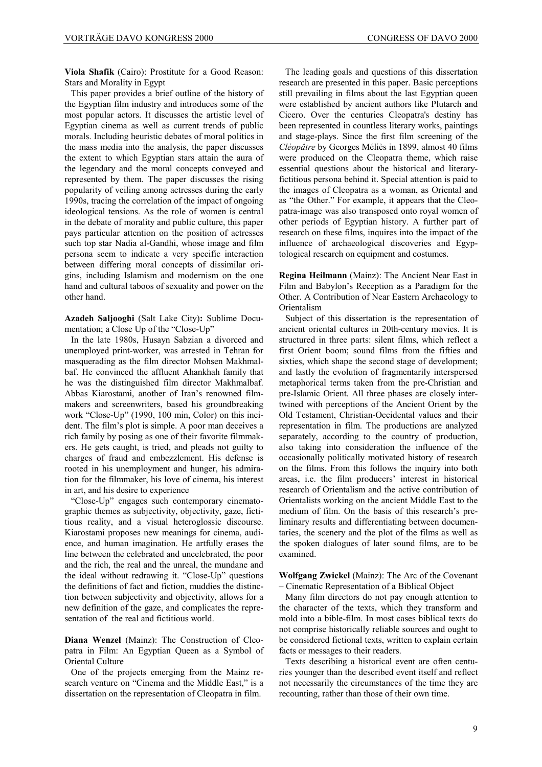**Viola Shafik** (Cairo): Prostitute for a Good Reason: Stars and Morality in Egypt

This paper provides a brief outline of the history of the Egyptian film industry and introduces some of the most popular actors. It discusses the artistic level of Egyptian cinema as well as current trends of public morals. Including heuristic debates of moral politics in the mass media into the analysis, the paper discusses the extent to which Egyptian stars attain the aura of the legendary and the moral concepts conveyed and represented by them. The paper discusses the rising popularity of veiling among actresses during the early 1990s, tracing the correlation of the impact of ongoing ideological tensions. As the role of women is central in the debate of morality and public culture, this paper pays particular attention on the position of actresses such top star Nadia al-Gandhi, whose image and film persona seem to indicate a very specific interaction between differing moral concepts of dissimilar origins, including Islamism and modernism on the one hand and cultural taboos of sexuality and power on the other hand.

**Azadeh Saljooghi** (Salt Lake City)**:** Sublime Documentation; a Close Up of the "Close-Up"

In the late 1980s, Husayn Sabzian a divorced and unemployed print-worker, was arrested in Tehran for masquerading as the film director Mohsen Makhmalbaf. He convinced the affluent Ahankhah family that he was the distinguished film director Makhmalbaf. Abbas Kiarostami, another of Iran's renowned filmmakers and screenwriters, based his groundbreaking work "Close-Up" (1990, 100 min, Color) on this incident. The film's plot is simple. A poor man deceives a rich family by posing as one of their favorite filmmakers. He gets caught, is tried, and pleads not guilty to charges of fraud and embezzlement. His defense is rooted in his unemployment and hunger, his admiration for the filmmaker, his love of cinema, his interest in art, and his desire to experience

"Close-Up" engages such contemporary cinematographic themes as subjectivity, objectivity, gaze, fictitious reality, and a visual heteroglossic discourse. Kiarostami proposes new meanings for cinema, audience, and human imagination. He artfully erases the line between the celebrated and uncelebrated, the poor and the rich, the real and the unreal, the mundane and the ideal without redrawing it. "Close-Up" questions the definitions of fact and fiction, muddies the distinction between subjectivity and objectivity, allows for a new definition of the gaze, and complicates the representation of the real and fictitious world.

**Diana Wenzel** (Mainz): The Construction of Cleopatra in Film: An Egyptian Queen as a Symbol of Oriental Culture

One of the projects emerging from the Mainz research venture on "Cinema and the Middle East," is a dissertation on the representation of Cleopatra in film.

The leading goals and questions of this dissertation research are presented in this paper. Basic perceptions still prevailing in films about the last Egyptian queen were established by ancient authors like Plutarch and Cicero. Over the centuries Cleopatra's destiny has been represented in countless literary works, paintings and stage-plays. Since the first film screening of the *Cléopâtre* by Georges Méliès in 1899, almost 40 films were produced on the Cleopatra theme, which raise essential questions about the historical and literary-fictitious persona behind it. Special attention is paid to the images of Cleopatra as a woman, as Oriental and as "the Other." For example, it appears that the Cleopatra-image was also transposed onto royal women of other periods of Egyptian history. A further part of research on these films, inquires into the impact of the influence of archaeological discoveries and Egyptological research on equipment and costumes.

**Regina Heilmann** (Mainz): The Ancient Near East in Film and Babylon's Reception as a Paradigm for the Other. A Contribution of Near Eastern Archaeology to Orientalism

Subject of this dissertation is the representation of ancient oriental cultures in 20th-century movies. It is structured in three parts: silent films, which reflect a first Orient boom; sound films from the fifties and sixties, which shape the second stage of development; and lastly the evolution of fragmentarily interspersed metaphorical terms taken from the pre-Christian and pre-Islamic Orient. All three phases are closely intertwined with perceptions of the Ancient Orient by the Old Testament, Christian-Occidental values and their representation in film. The productions are analyzed separately, according to the country of production, also taking into consideration the influence of the occasionally politically motivated history of research on the films. From this follows the inquiry into both areas, i.e. the film producers' interest in historical research of Orientalism and the active contribution of Orientalists working on the ancient Middle East to the medium of film. On the basis of this research's preliminary results and differentiating between documentaries, the scenery and the plot of the films as well as the spoken dialogues of later sound films, are to be examined.

**Wolfgang Zwickel** (Mainz): The Arc of the Covenant – Cinematic Representation of a Biblical Object

Many film directors do not pay enough attention to the character of the texts, which they transform and mold into a bible-film. In most cases biblical texts do not comprise historically reliable sources and ought to be considered fictional texts, written to explain certain facts or messages to their readers.

Texts describing a historical event are often centuries younger than the described event itself and reflect not necessarily the circumstances of the time they are recounting, rather than those of their own time.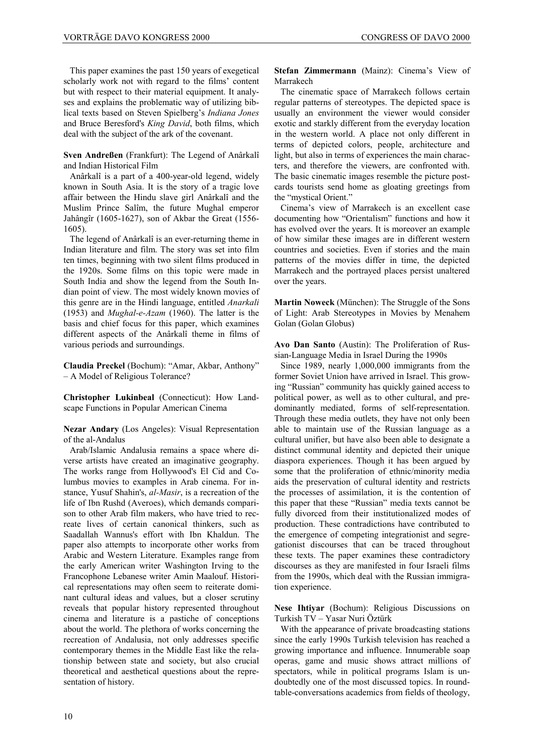This paper examines the past 150 years of exegetical scholarly work not with regard to the films' content but with respect to their material equipment. It analyses and explains the problematic way of utilizing biblical texts based on Steven Spielberg's *Indiana Jones* and Bruce Beresford's *King David*, both films, which deal with the subject of the ark of the covenant.

**Sven Andreßen** (Frankfurt): The Legend of Anârkalî and Indian Historical Film

Anârkalî is a part of a 400-year-old legend, widely known in South Asia. It is the story of a tragic love affair between the Hindu slave girl Anârkalî and the Muslim Prince Salîm, the future Mughal emperor Jahângîr (1605-1627), son of Akbar the Great (1556-1605).

The legend of Anârkalî is an ever-returning theme in Indian literature and film. The story was set into film ten times, beginning with two silent films produced in the 1920s. Some films on this topic were made in South India and show the legend from the South Indian point of view. The most widely known movies of this genre are in the Hindi language, entitled *Anarkali* (1953) and *Mughal-e-Azam* (1960). The latter is the basis and chief focus for this paper, which examines different aspects of the Anârkalî theme in films of various periods and surroundings.

**Claudia Preckel** (Bochum): "Amar, Akbar, Anthony" – A Model of Religious Tolerance?

**Christopher Lukinbeal** (Connecticut): How Landscape Functions in Popular American Cinema

**Nezar Andary** (Los Angeles): Visual Representation of the al-Andalus

Arab/Islamic Andalusia remains a space where diverse artists have created an imaginative geography. The works range from Hollywood's El Cid and Columbus movies to examples in Arab cinema. For instance, Yusuf Shahin's, *al-Masir*, is a recreation of the life of Ibn Rushd (Averoes), which demands comparison to other Arab film makers, who have tried to recreate lives of certain canonical thinkers, such as Saadallah Wannus's effort with Ibn Khaldun. The paper also attempts to incorporate other works from Arabic and Western Literature. Examples range from the early American writer Washington Irving to the Francophone Lebanese writer Amin Maalouf. Historical representations may often seem to reiterate dominant cultural ideas and values, but a closer scrutiny reveals that popular history represented throughout cinema and literature is a pastiche of conceptions about the world. The plethora of works concerning the recreation of Andalusia, not only addresses specific contemporary themes in the Middle East like the relationship between state and society, but also crucial theoretical and aesthetical questions about the representation of history.

**Stefan Zimmermann** (Mainz): Cinema's View of Marrakech

The cinematic space of Marrakech follows certain regular patterns of stereotypes. The depicted space is usually an environment the viewer would consider exotic and starkly different from the everyday location in the western world. A place not only different in terms of depicted colors, people, architecture and light, but also in terms of experiences the main characters, and therefore the viewers, are confronted with. The basic cinematic images resemble the picture postcards tourists send home as gloating greetings from the "mystical Orient."

Cinema's view of Marrakech is an excellent case documenting how "Orientalism" functions and how it has evolved over the years. It is moreover an example of how similar these images are in different western countries and societies. Even if stories and the main patterns of the movies differ in time, the depicted Marrakech and the portrayed places persist unaltered over the years.

**Martin Noweck** (München): The Struggle of the Sons of Light: Arab Stereotypes in Movies by Menahem Golan (Golan Globus)

**Avo Dan Santo** (Austin): The Proliferation of Russian-Language Media in Israel During the 1990s

Since 1989, nearly 1,000,000 immigrants from the former Soviet Union have arrived in Israel. This growing "Russian" community has quickly gained access to political power, as well as to other cultural, and predominantly mediated, forms of self-representation. Through these media outlets, they have not only been able to maintain use of the Russian language as a cultural unifier, but have also been able to designate a distinct communal identity and depicted their unique diaspora experiences. Though it has been argued by some that the proliferation of ethnic/minority media aids the preservation of cultural identity and restricts the processes of assimilation, it is the contention of this paper that these "Russian" media texts cannot be fully divorced from their institutionalized modes of production. These contradictions have contributed to the emergence of competing integrationist and segregationist discourses that can be traced throughout these texts. The paper examines these contradictory discourses as they are manifested in four Israeli films from the 1990s, which deal with the Russian immigration experience.

**Nese Ihtiyar** (Bochum): Religious Discussions on Turkish TV – Yasar Nuri Öztürk

With the appearance of private broadcasting stations since the early 1990s Turkish television has reached a growing importance and influence. Innumerable soap operas, game and music shows attract millions of spectators, while in political programs Islam is undoubtedly one of the most discussed topics. In roundtable-conversations academics from fields of theology,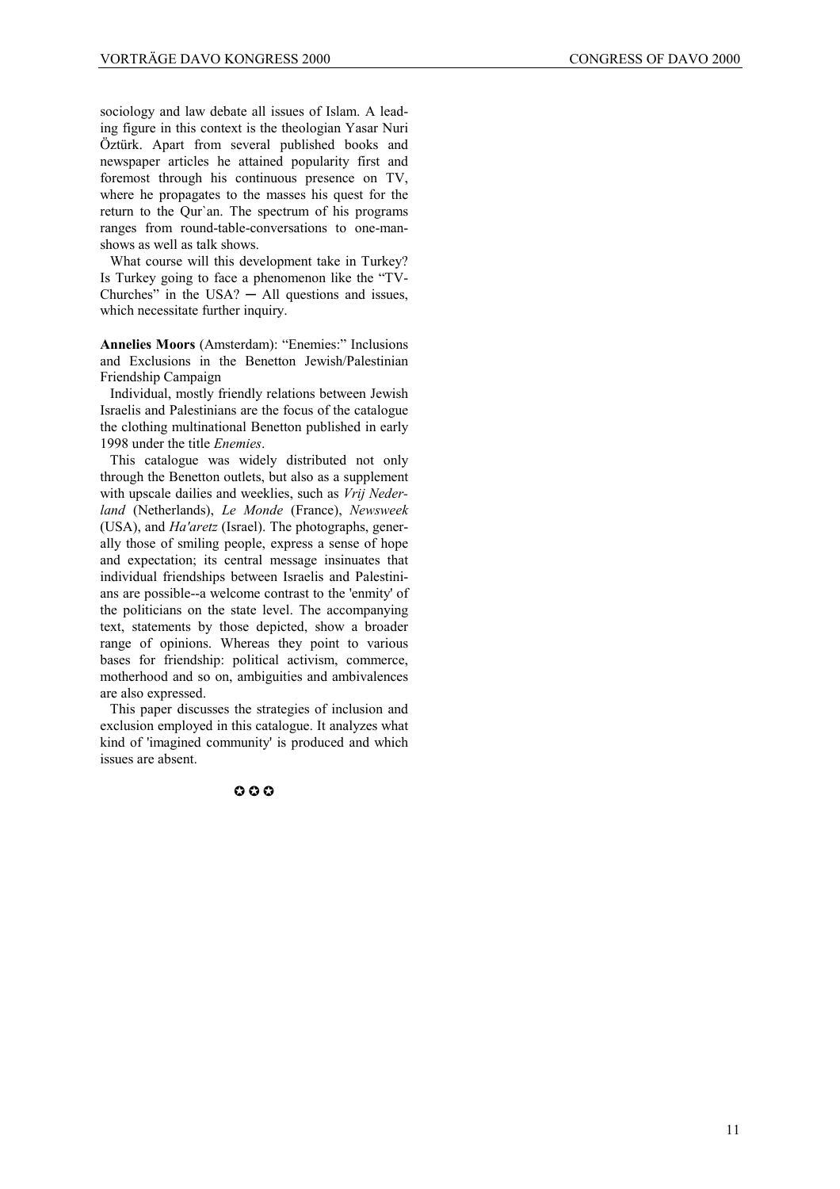sociology and law debate all issues of Islam. A leading figure in this context is the theologian Yasar Nuri Öztürk. Apart from several published books and newspaper articles he attained popularity first and foremost through his continuous presence on TV, where he propagates to the masses his quest for the return to the Qur`an. The spectrum of his programs ranges from round-table-conversations to one-man-shows as well as talk shows.

What course will this development take in Turkey? Is Turkey going to face a phenomenon like the "TV-Churches" in the USA? ─ All questions and issues, which necessitate further inquiry.

**Annelies Moors** (Amsterdam): "Enemies:" Inclusions and Exclusions in the Benetton Jewish/Palestinian Friendship Campaign

Individual, mostly friendly relations between Jewish Israelis and Palestinians are the focus of the catalogue the clothing multinational Benetton published in early 1998 under the title *Enemies*.

This catalogue was widely distributed not only through the Benetton outlets, but also as a supplement with upscale dailies and weeklies, such as *Vrij Nederland* (Netherlands), *Le Monde* (France), *Newsweek* (USA), and *Ha'aretz* (Israel). The photographs, generally those of smiling people, express a sense of hope and expectation; its central message insinuates that individual friendships between Israelis and Palestinians are possible--a welcome contrast to the 'enmity' of the politicians on the state level. The accompanying text, statements by those depicted, show a broader range of opinions. Whereas they point to various bases for friendship: political activism, commerce, motherhood and so on, ambiguities and ambivalences are also expressed.

This paper discusses the strategies of inclusion and exclusion employed in this catalogue. It analyzes what kind of 'imagined community' is produced and which issues are absent.

✪ ✪ ✪